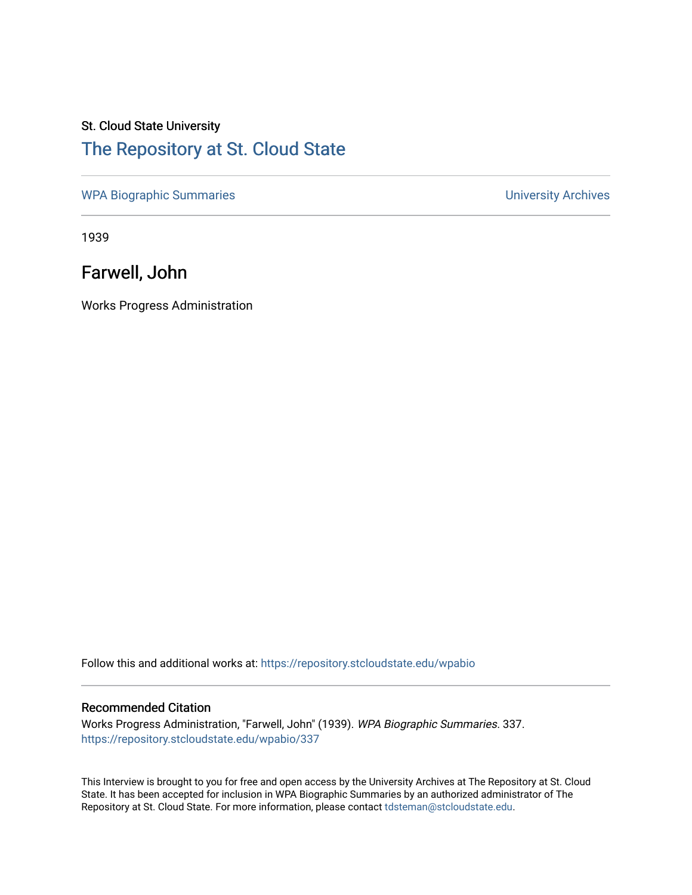St. Cloud State University

# The Repository at St. Cloud State

WPA Biographic Summaries

University Archives

1939

## Farwell, John

Works Progress Administration

Follow this and additional works at: https://repository.stcloudstate.edu/wpabio

### Recommended Citation

Works Progress Administration, "Farwell, John" (1939). *WPA Biographic Summaries*. 337.
https://repository.stcloudstate.edu/wpabio/337

This Interview is brought to you for free and open access by the University Archives at The Repository at St. Cloud State. It has been accepted for inclusion in WPA Biographic Summaries by an authorized administrator of The Repository at St. Cloud State. For more information, please contact tdsteman@stcloudstate.edu.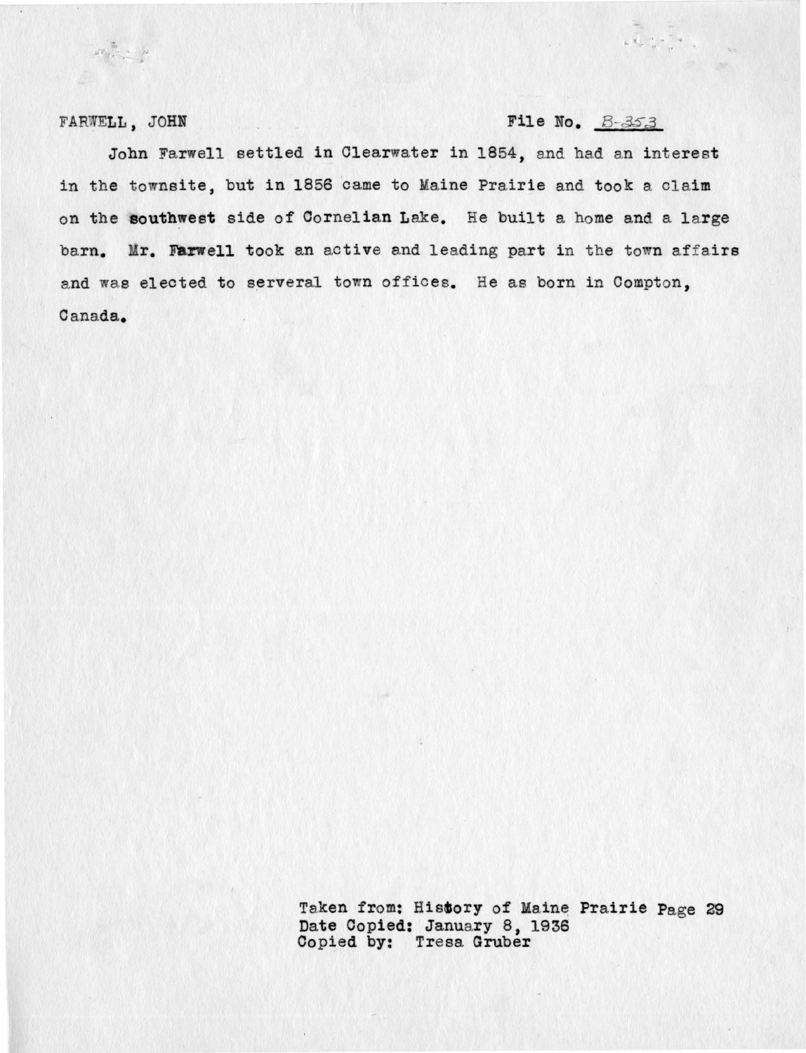FARWELL, JOHN File No. B-353

John Farwell settled in Clearwater in 1854, and had an interest in the townsite, but in 1856 came to Maine Prairie and took a claim on the **southwest** side of Cornelian Lake. He built a home and a large barn. Mr. Farwell took an active and leading part in the town affairs and was elected to serveral town offices. He as born in Compton, Canada.

Taken from: History of Maine Prairie Page 29
Date Copied: January 8, 1936
Copied by: Tresa Gruber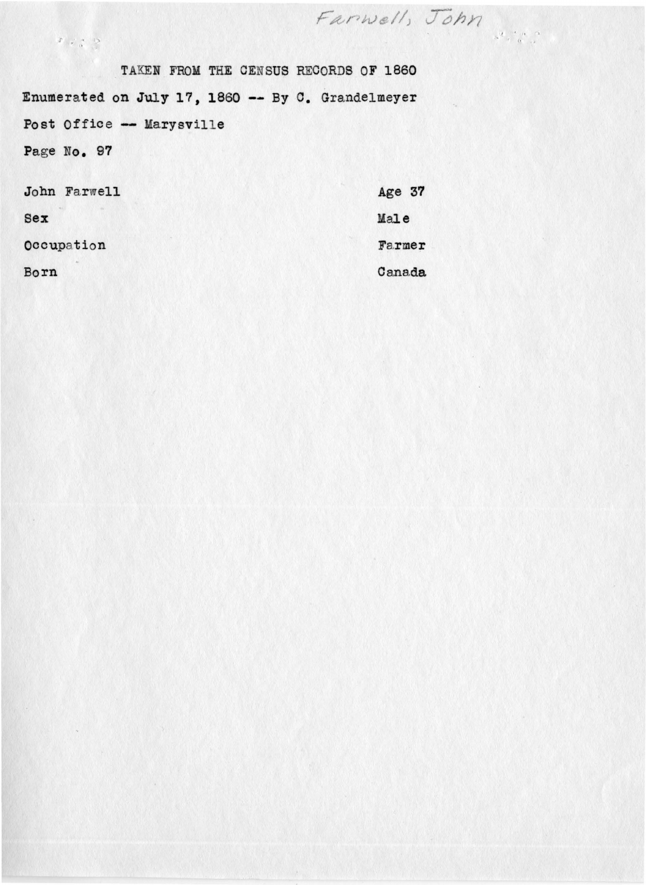Farwell, John

TAKEN FROM THE CENSUS RECORDS OF 1860

Enumerated on July 17, 1860 -- By C. Grandelmeyer

Post Office -- Marysville

Page No. 97

| | |
|---|---|
| John Farwell | Age 37 |
| Sex | Male |
| Occupation | Farmer |
| Born | Canada |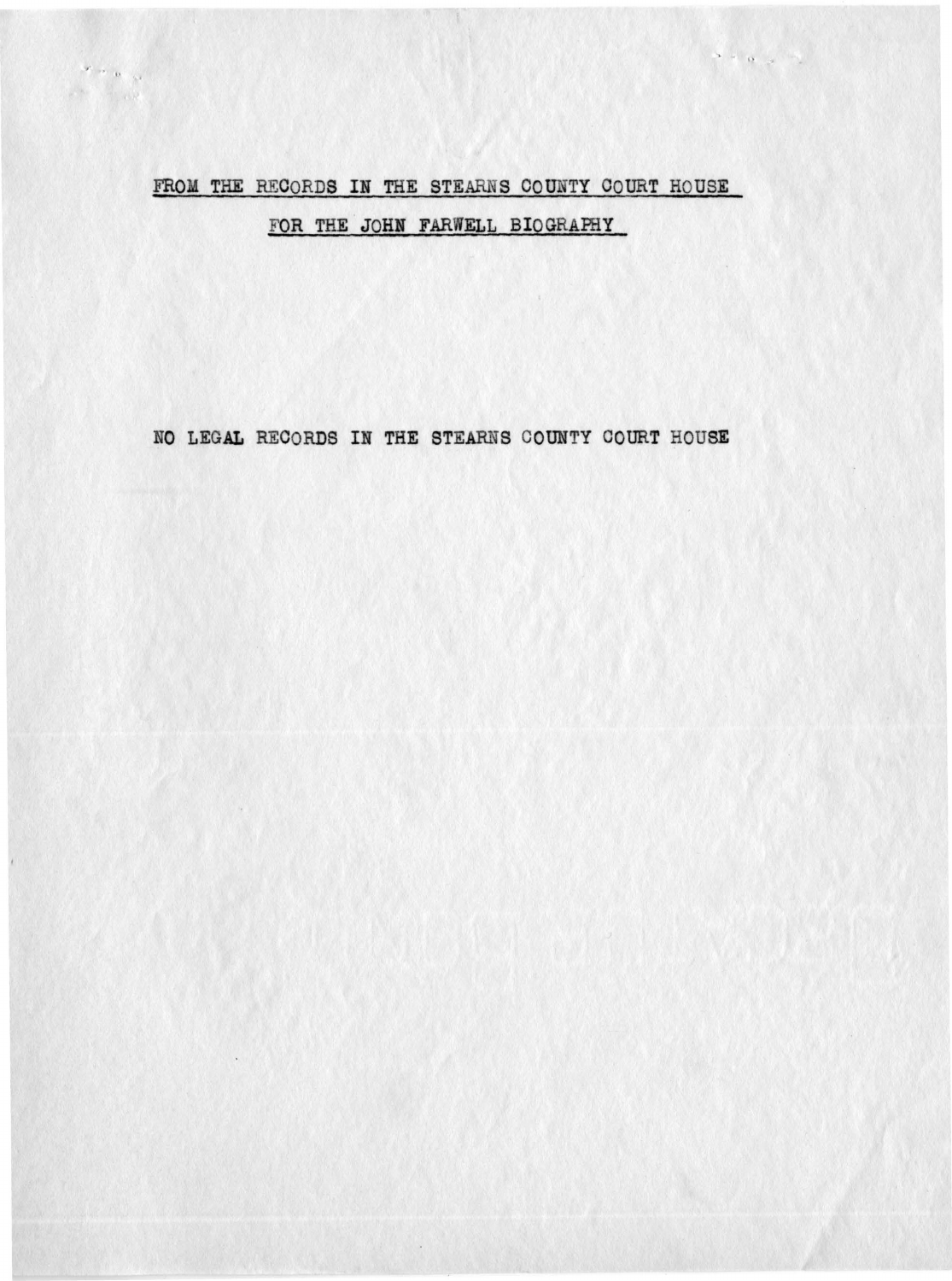# FROM THE RECORDS IN THE STEARNS COUNTY COURT HOUSE

## FOR THE JOHN FARWELL BIOGRAPHY

NO LEGAL RECORDS IN THE STEARNS COUNTY COURT HOUSE